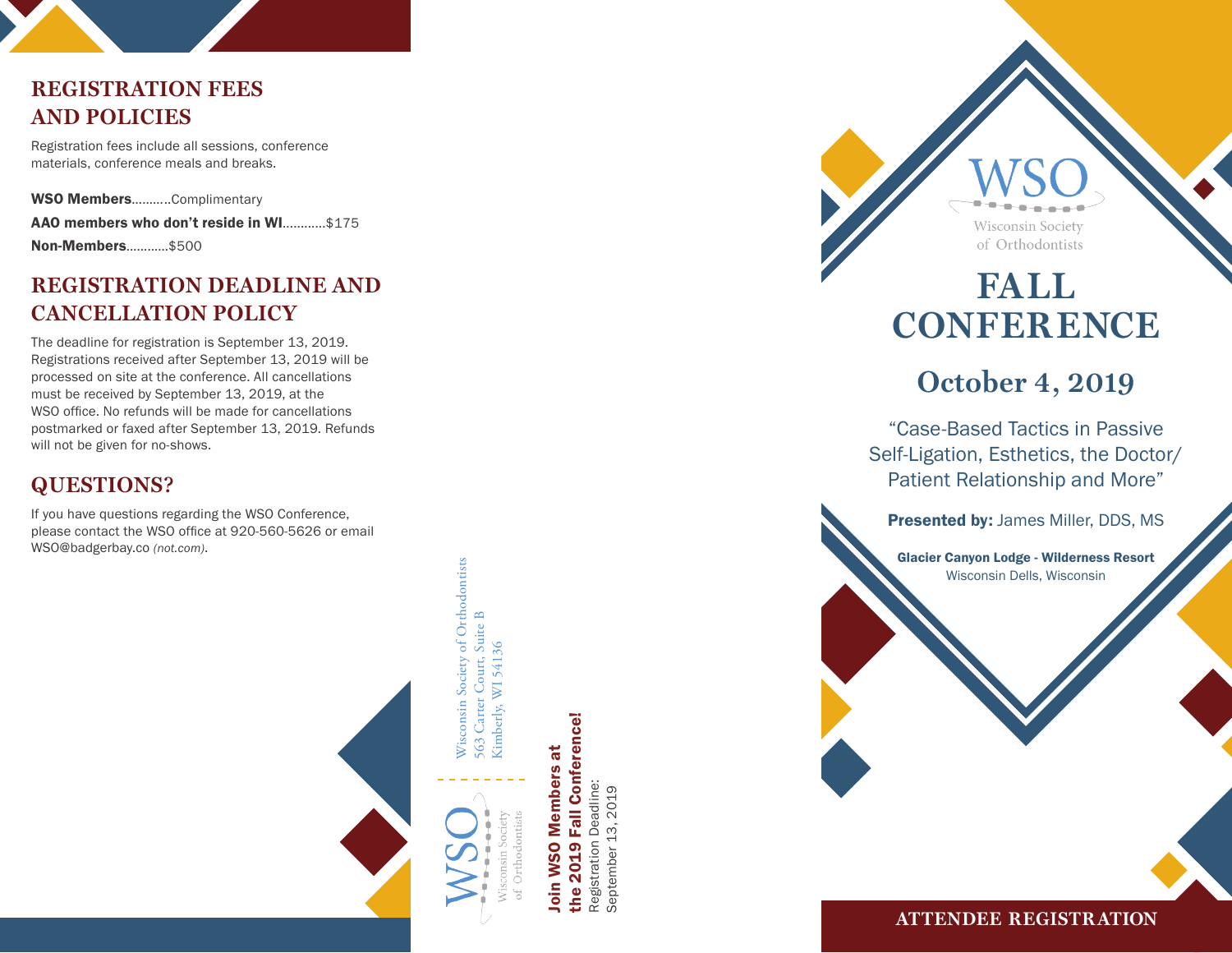## REGISTRATION FEES AND POLICIES

Registration fees include all sessions, conference materials, conference meals and breaks.

**WSO Members**..........Complimentary

**AAO members who don't reside in WI**............$175

**Non-Members**............$500

## REGISTRATION DEADLINE AND CANCELLATION POLICY

The deadline for registration is September 13, 2019. Registrations received after September 13, 2019 will be processed on site at the conference. All cancellations must be received by September 13, 2019, at the WSO office. No refunds will be made for cancellations postmarked or faxed after September 13, 2019. Refunds will not be given for no-shows.

## QUESTIONS?

If you have questions regarding the WSO Conference, please contact the WSO office at 920-560-5626 or email WSO@badgerbay.co *(not.com)*.

Wisconsin Society of Orthodontists
563 Carter Court, Suite B
Kimberly, WI 54136

WSO
Wisconsin Society of Orthodontists

**Join WSO Members at the 2019 Fall Conference!**

Registration Deadline:
September 13, 2019

WSO
Wisconsin Society of Orthodontists

# FALL CONFERENCE

## October 4, 2019

"Case-Based Tactics in Passive Self-Ligation, Esthetics, the Doctor/ Patient Relationship and More"

**Presented by:** James Miller, DDS, MS

**Glacier Canyon Lodge - Wilderness Resort**
Wisconsin Dells, Wisconsin

**ATTENDEE REGISTRATION**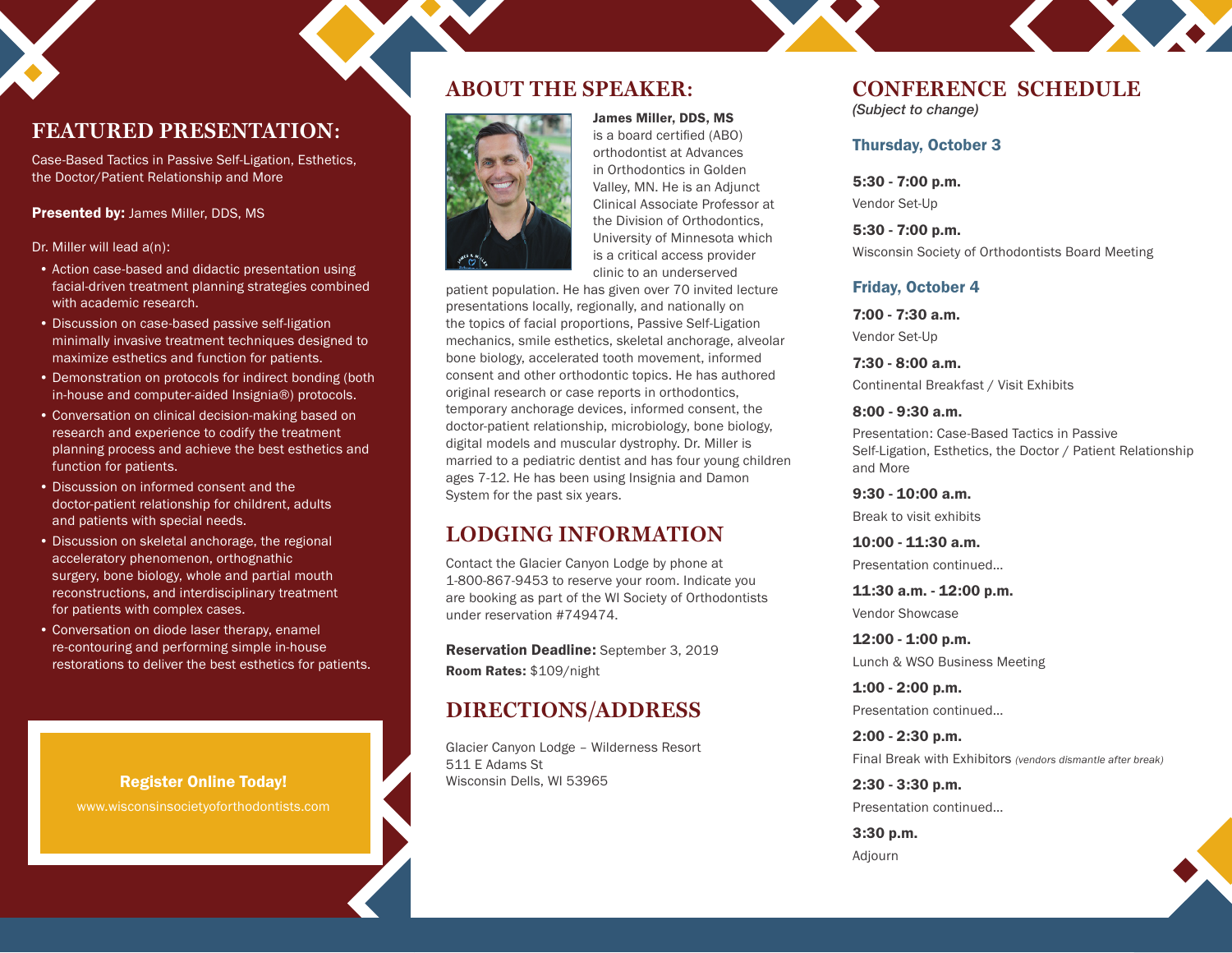## FEATURED PRESENTATION:

Case-Based Tactics in Passive Self-Ligation, Esthetics, the Doctor/Patient Relationship and More

**Presented by:** James Miller, DDS, MS

Dr. Miller will lead a(n):

- Action case-based and didactic presentation using facial-driven treatment planning strategies combined with academic research.
- Discussion on case-based passive self-ligation minimally invasive treatment techniques designed to maximize esthetics and function for patients.
- Demonstration on protocols for indirect bonding (both in-house and computer-aided Insignia®) protocols.
- Conversation on clinical decision-making based on research and experience to codify the treatment planning process and achieve the best esthetics and function for patients.
- Discussion on informed consent and the doctor-patient relationship for childrent, adults and patients with special needs.
- Discussion on skeletal anchorage, the regional acceleratory phenomenon, orthognathic surgery, bone biology, whole and partial mouth reconstructions, and interdisciplinary treatment for patients with complex cases.
- Conversation on diode laser therapy, enamel re-contouring and performing simple in-house restorations to deliver the best esthetics for patients.

**Register Online Today!**

www.wisconsinsocietyoforthodontists.com

## ABOUT THE SPEAKER:

**James Miller, DDS, MS** is a board certified (ABO) orthodontist at Advances in Orthodontics in Golden Valley, MN. He is an Adjunct Clinical Associate Professor at the Division of Orthodontics, University of Minnesota which is a critical access provider clinic to an underserved patient population. He has given over 70 invited lecture presentations locally, regionally, and nationally on the topics of facial proportions, Passive Self-Ligation mechanics, smile esthetics, skeletal anchorage, alveolar bone biology, accelerated tooth movement, informed consent and other orthodontic topics. He has authored original research or case reports in orthodontics, temporary anchorage devices, informed consent, the doctor-patient relationship, microbiology, bone biology, digital models and muscular dystrophy. Dr. Miller is married to a pediatric dentist and has four young children ages 7-12. He has been using Insignia and Damon System for the past six years.

## LODGING INFORMATION

Contact the Glacier Canyon Lodge by phone at 1-800-867-9453 to reserve your room. Indicate you are booking as part of the WI Society of Orthodontists under reservation #749474.

**Reservation Deadline:** September 3, 2019

**Room Rates:** $109/night

## DIRECTIONS/ADDRESS

Glacier Canyon Lodge – Wilderness Resort
511 E Adams St
Wisconsin Dells, WI 53965

## CONFERENCE SCHEDULE

*(Subject to change)*

### Thursday, October 3

**5:30 - 7:00 p.m.**
Vendor Set-Up

**5:30 - 7:00 p.m.**
Wisconsin Society of Orthodontists Board Meeting

### Friday, October 4

**7:00 - 7:30 a.m.**
Vendor Set-Up

**7:30 - 8:00 a.m.**
Continental Breakfast / Visit Exhibits

**8:00 - 9:30 a.m.**
Presentation: Case-Based Tactics in Passive Self-Ligation, Esthetics, the Doctor / Patient Relationship and More

**9:30 - 10:00 a.m.**
Break to visit exhibits

**10:00 - 11:30 a.m.**
Presentation continued...

**11:30 a.m. - 12:00 p.m.**
Vendor Showcase

**12:00 - 1:00 p.m.**
Lunch & WSO Business Meeting

**1:00 - 2:00 p.m.**
Presentation continued...

**2:00 - 2:30 p.m.**
Final Break with Exhibitors *(vendors dismantle after break)*

**2:30 - 3:30 p.m.**
Presentation continued...

**3:30 p.m.**
Adjourn